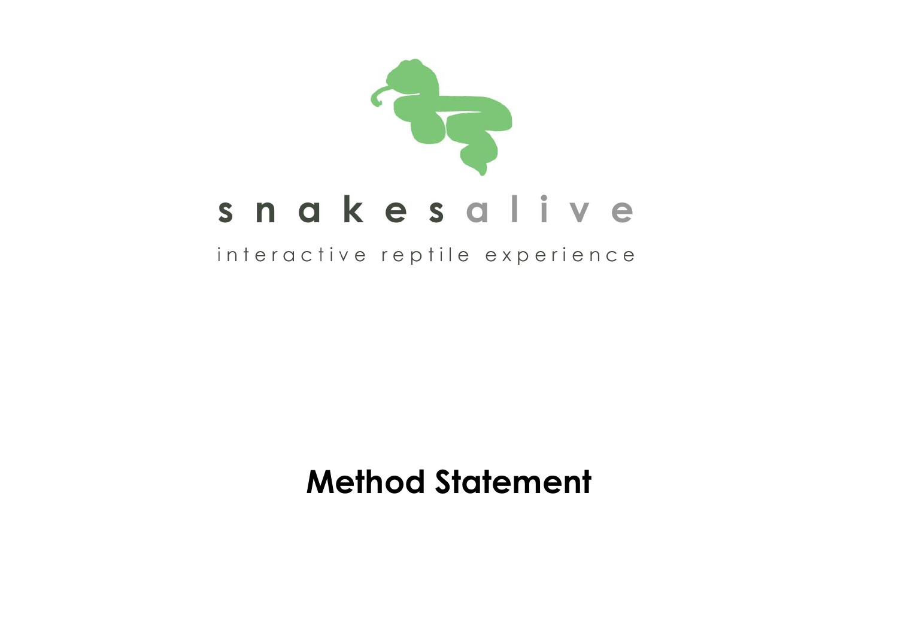snakes alive

interactive reptile experience

# Method Statement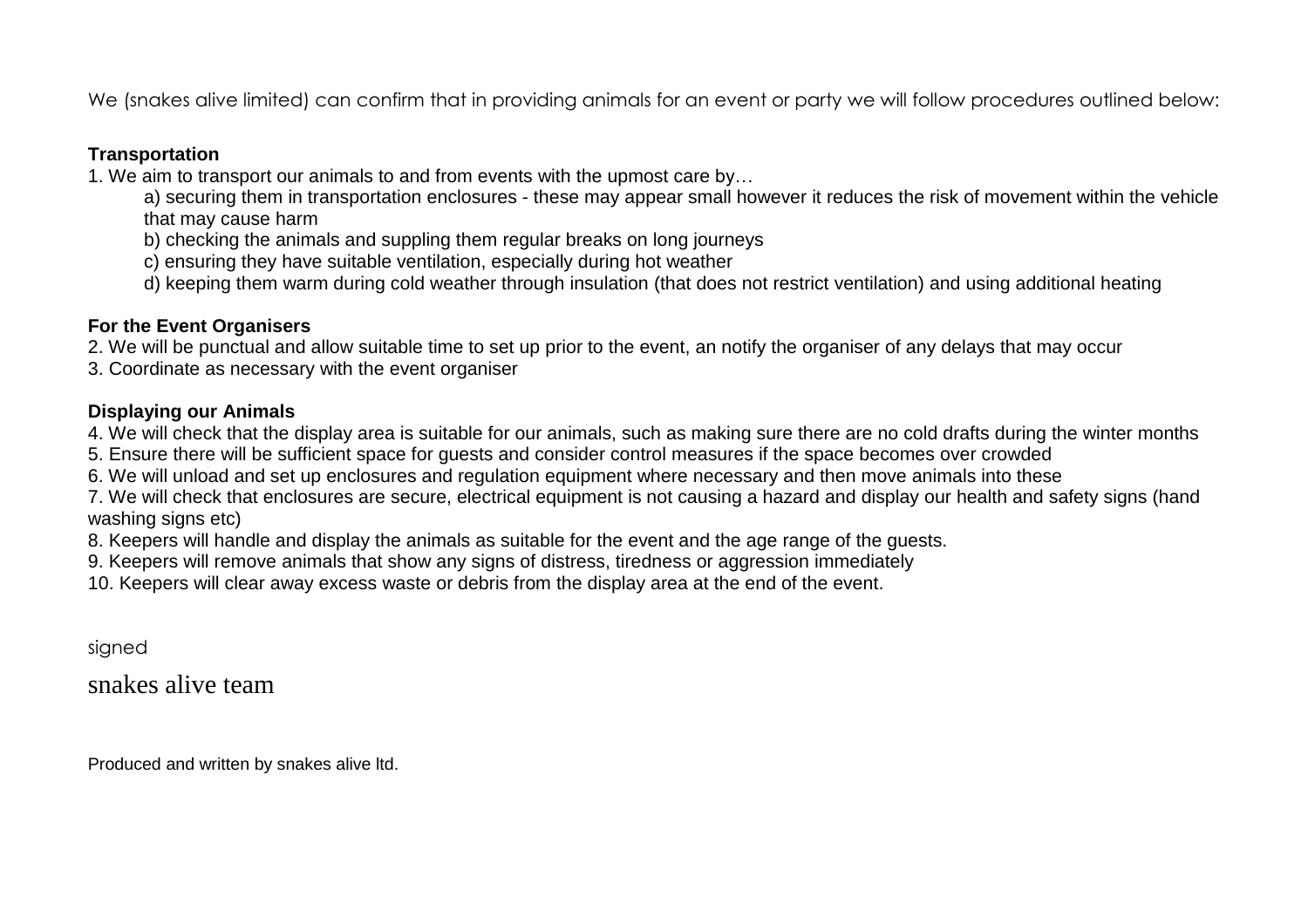We (snakes alive limited) can confirm that in providing animals for an event or party we will follow procedures outlined below:

**Transportation**

1. We aim to transport our animals to and from events with the upmost care by…

    a) securing them in transportation enclosures - these may appear small however it reduces the risk of movement within the vehicle that may cause harm

    b) checking the animals and suppling them regular breaks on long journeys

    c) ensuring they have suitable ventilation, especially during hot weather

    d) keeping them warm during cold weather through insulation (that does not restrict ventilation) and using additional heating

**For the Event Organisers**

2. We will be punctual and allow suitable time to set up prior to the event, an notify the organiser of any delays that may occur
3. Coordinate as necessary with the event organiser

**Displaying our Animals**

4. We will check that the display area is suitable for our animals, such as making sure there are no cold drafts during the winter months
5. Ensure there will be sufficient space for guests and consider control measures if the space becomes over crowded
6. We will unload and set up enclosures and regulation equipment where necessary and then move animals into these
7. We will check that enclosures are secure, electrical equipment is not causing a hazard and display our health and safety signs (hand washing signs etc)
8. Keepers will handle and display the animals as suitable for the event and the age range of the guests.
9. Keepers will remove animals that show any signs of distress, tiredness or aggression immediately
10. Keepers will clear away excess waste or debris from the display area at the end of the event.

signed

snakes alive team

Produced and written by snakes alive ltd.